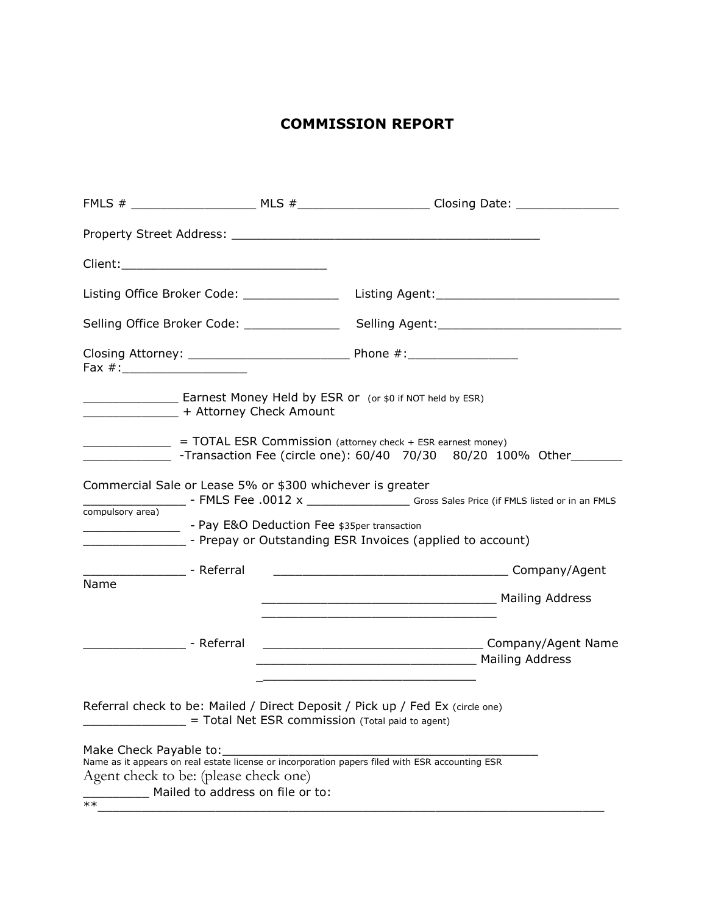# COMMISSION REPORT

FMLS # ________________ MLS #_________________ Closing Date: ______________

Property Street Address: ___________________________________________

Client:___________________________

Listing Office Broker Code: _____________ Listing Agent:_________________________

Selling Office Broker Code: _____________ Selling Agent:_________________________

Closing Attorney: ______________________ Phone #:_______________
Fax #:_________________

_____________ Earnest Money Held by ESR or (or $0 if NOT held by ESR)
_____________ + Attorney Check Amount

____________ = TOTAL ESR Commission (attorney check + ESR earnest money)
____________ -Transaction Fee (circle one): 60/40 70/30 80/20 100% Other_______

Commercial Sale or Lease 5% or $300 whichever is greater
______________ - FMLS Fee .0012 x ______________ Gross Sales Price (if FMLS listed or in an FMLS compulsory area)
______________ - Pay E&O Deduction Fee $35per transaction
______________ - Prepay or Outstanding ESR Invoices (applied to account)

______________ - Referral ________________________________ Company/Agent Name
________________________________ Mailing Address
________________________________

______________ - Referral ______________________________ Company/Agent Name
______________________________ Mailing Address
______________________________

Referral check to be: Mailed / Direct Deposit / Pick up / Fed Ex (circle one)
______________ = Total Net ESR commission (Total paid to agent)

Make Check Payable to:____________________________________________
Name as it appears on real estate license or incorporation papers filed with ESR accounting ESR

Agent check to be: (please check one)
_________ Mailed to address on file or to:
**_____________________________________________________________________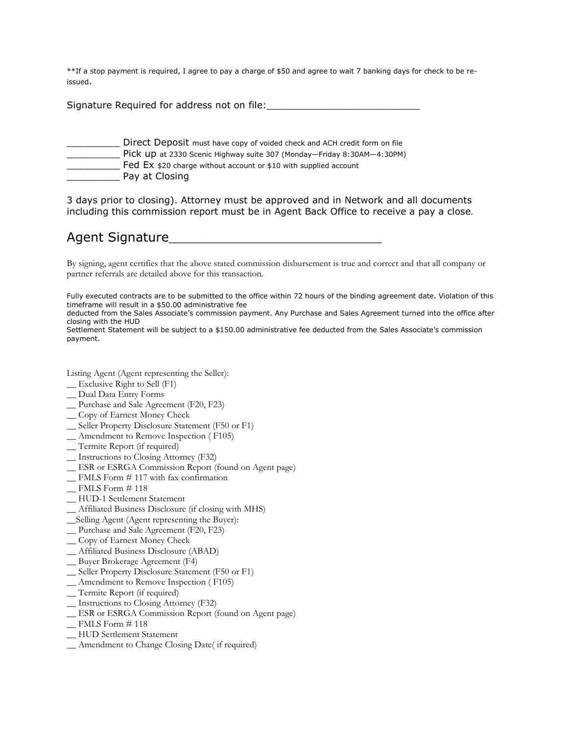**If a stop payment is required, I agree to pay a charge of $50 and agree to wait 7 banking days for check to be re-issued.

Signature Required for address not on file:_________________________

_________ Direct Deposit must have copy of voided check and ACH credit form on file
_________ Pick up at 2330 Scenic Highway suite 307 (Monday—Friday 8:30AM—4:30PM)
_________ Fed Ex $20 charge without account or $10 with supplied account
_________ Pay at Closing

3 days prior to closing). Attorney must be approved and in Network and all documents including this commission report must be in Agent Back Office to receive a pay a close.

## Agent Signature_____________________________

By signing, agent certifies that the above stated commission disbursement is true and correct and that all company or partner referrals are detailed above for this transaction.

Fully executed contracts are to be submitted to the office within 72 hours of the binding agreement date. Violation of this timeframe will result in a $50.00 administrative fee
deducted from the Sales Associate's commission payment. Any Purchase and Sales Agreement turned into the office after closing with the HUD
Settlement Statement will be subject to a $150.00 administrative fee deducted from the Sales Associate's commission payment.

Listing Agent (Agent representing the Seller):
__ Exclusive Right to Sell (F1)
__ Dual Data Entry Forms
__ Purchase and Sale Agreement (F20, F23)
__ Copy of Earnest Money Check
__ Seller Property Disclosure Statement (F50 or F1)
__ Amendment to Remove Inspection ( F105)
__ Termite Report (if required)
__ Instructions to Closing Attorney (F32)
__ ESR or ESRGA Commission Report (found on Agent page)
__ FMLS Form # 117 with fax confirmation
__ FMLS Form # 118
__ HUD-1 Settlement Statement
__ Affiliated Business Disclosure (if closing with MHS)
__Selling Agent (Agent representing the Buyer):
__ Purchase and Sale Agreement (F20, F23)
__ Copy of Earnest Money Check
__ Affiliated Business Disclosure (ABAD)
__ Buyer Brokerage Agreement (F4)
__ Seller Property Disclosure Statement (F50 or F1)
__ Amendment to Remove Inspection ( F105)
__ Termite Report (if required)
__ Instructions to Closing Attorney (F32)
__ ESR or ESRGA Commission Report (found on Agent page)
__ FMLS Form # 118
__ HUD Settlement Statement
__ Amendment to Change Closing Date( if required)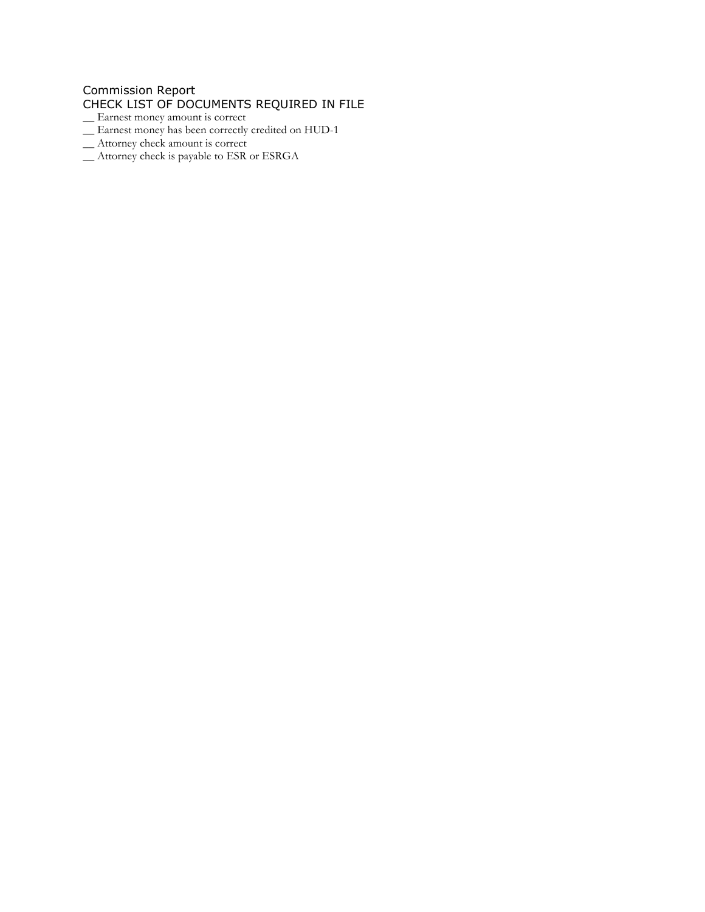Commission Report
CHECK LIST OF DOCUMENTS REQUIRED IN FILE

__ Earnest money amount is correct
__ Earnest money has been correctly credited on HUD-1
__ Attorney check amount is correct
__ Attorney check is payable to ESR or ESRGA